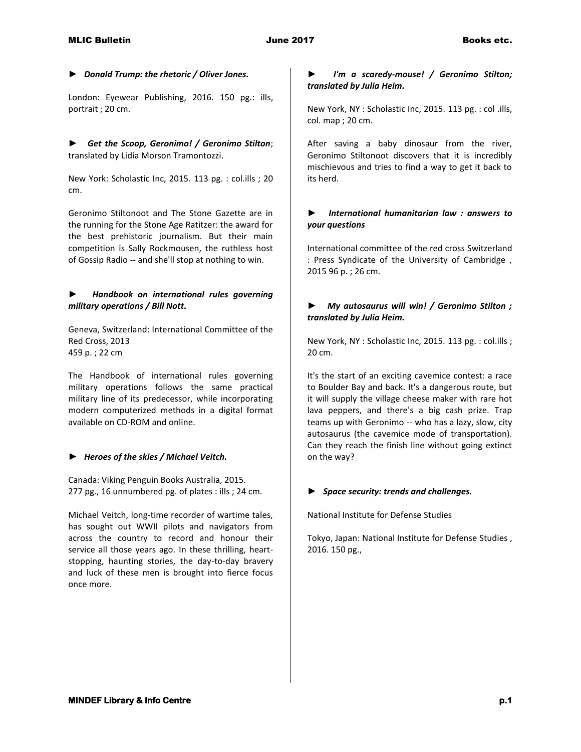► ***Donald Trump: the rhetoric / Oliver Jones.***

London: Eyewear Publishing, 2016. 150 pg.: ills, portrait ; 20 cm.

► ***Get the Scoop, Geronimo! / Geronimo Stilton***; translated by Lidia Morson Tramontozzi.

New York: Scholastic Inc, 2015. 113 pg. : col.ills ; 20 cm.

Geronimo Stiltonoot and The Stone Gazette are in the running for the Stone Age Ratitzer: the award for the best prehistoric journalism. But their main competition is Sally Rockmousen, the ruthless host of Gossip Radio -- and she'll stop at nothing to win.

► ***Handbook on international rules governing military operations / Bill Nott.***

Geneva, Switzerland: International Committee of the Red Cross, 2013
459 p. ; 22 cm

The Handbook of international rules governing military operations follows the same practical military line of its predecessor, while incorporating modern computerized methods in a digital format available on CD-ROM and online.

► ***Heroes of the skies / Michael Veitch.***

Canada: Viking Penguin Books Australia, 2015.
277 pg., 16 unnumbered pg. of plates : ills ; 24 cm.

Michael Veitch, long-time recorder of wartime tales, has sought out WWII pilots and navigators from across the country to record and honour their service all those years ago. In these thrilling, heart-stopping, haunting stories, the day-to-day bravery and luck of these men is brought into fierce focus once more.

► ***I'm a scaredy-mouse! / Geronimo Stilton; translated by Julia Heim.***

New York, NY : Scholastic Inc, 2015. 113 pg. : col .ills, col. map ; 20 cm.

After saving a baby dinosaur from the river, Geronimo Stiltonoot discovers that it is incredibly mischievous and tries to find a way to get it back to its herd.

► ***International humanitarian law : answers to your questions***

International committee of the red cross Switzerland : Press Syndicate of the University of Cambridge , 2015 96 p. ; 26 cm.

► ***My autosaurus will win! / Geronimo Stilton ; translated by Julia Heim.***

New York, NY : Scholastic Inc, 2015. 113 pg. : col.ills ; 20 cm.

It's the start of an exciting cavemice contest: a race to Boulder Bay and back. It's a dangerous route, but it will supply the village cheese maker with rare hot lava peppers, and there's a big cash prize. Trap teams up with Geronimo -- who has a lazy, slow, city autosaurus (the cavemice mode of transportation). Can they reach the finish line without going extinct on the way?

► ***Space security: trends and challenges.***

National Institute for Defense Studies

Tokyo, Japan: National Institute for Defense Studies , 2016. 150 pg.,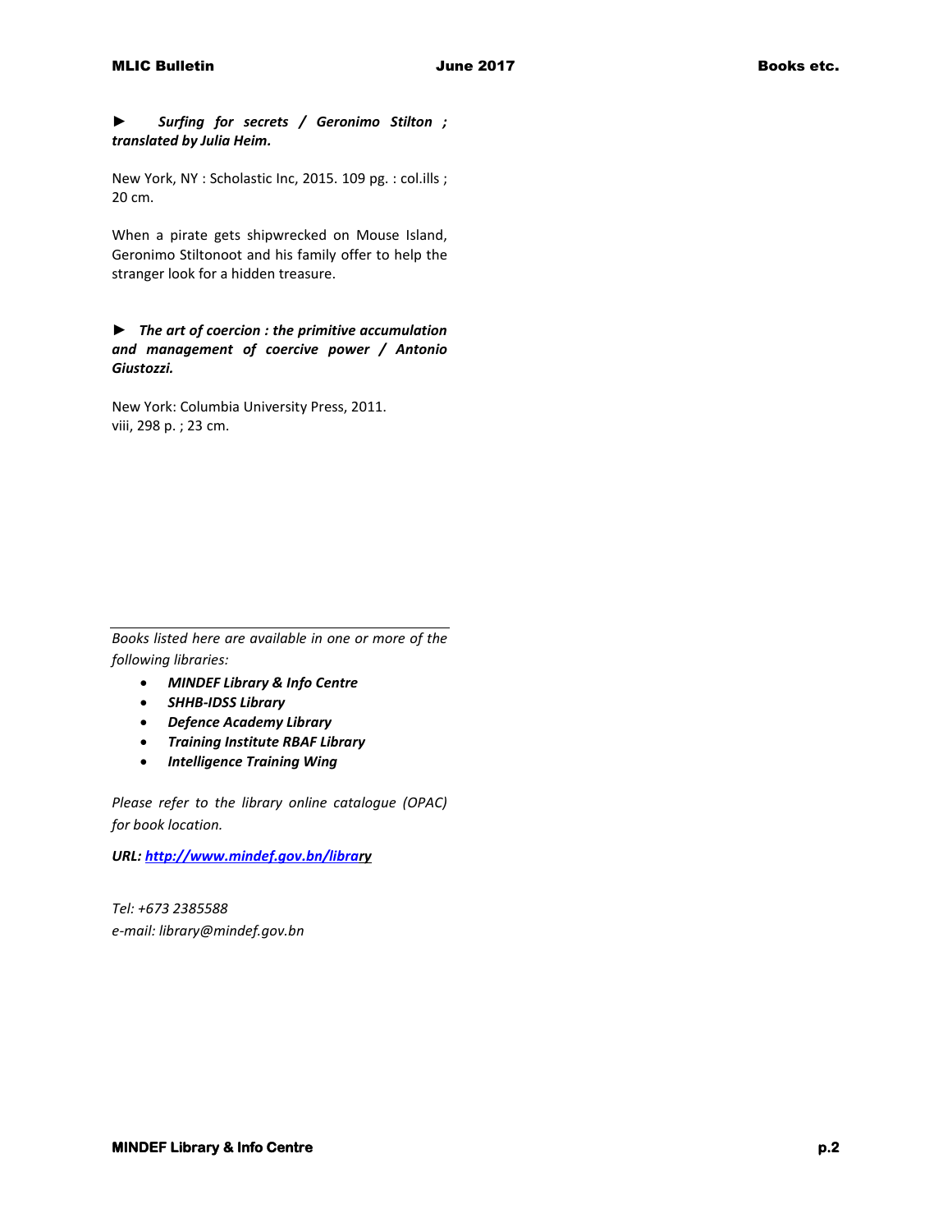► ***Surfing for secrets / Geronimo Stilton ; translated by Julia Heim.***

New York, NY : Scholastic Inc, 2015. 109 pg. : col.ills ; 20 cm.

When a pirate gets shipwrecked on Mouse Island, Geronimo Stiltonoot and his family offer to help the stranger look for a hidden treasure.

► ***The art of coercion : the primitive accumulation and management of coercive power / Antonio Giustozzi.***

New York: Columbia University Press, 2011.
viii, 298 p. ; 23 cm.

---

*Books listed here are available in one or more of the following libraries:*

- ***MINDEF Library & Info Centre***
- ***SHHB-IDSS Library***
- ***Defence Academy Library***
- ***Training Institute RBAF Library***
- ***Intelligence Training Wing***

*Please refer to the library online catalogue (OPAC) for book location.*

***URL: http://www.mindef.gov.bn/library***

*Tel: +673 2385588*
*e-mail: library@mindef.gov.bn*